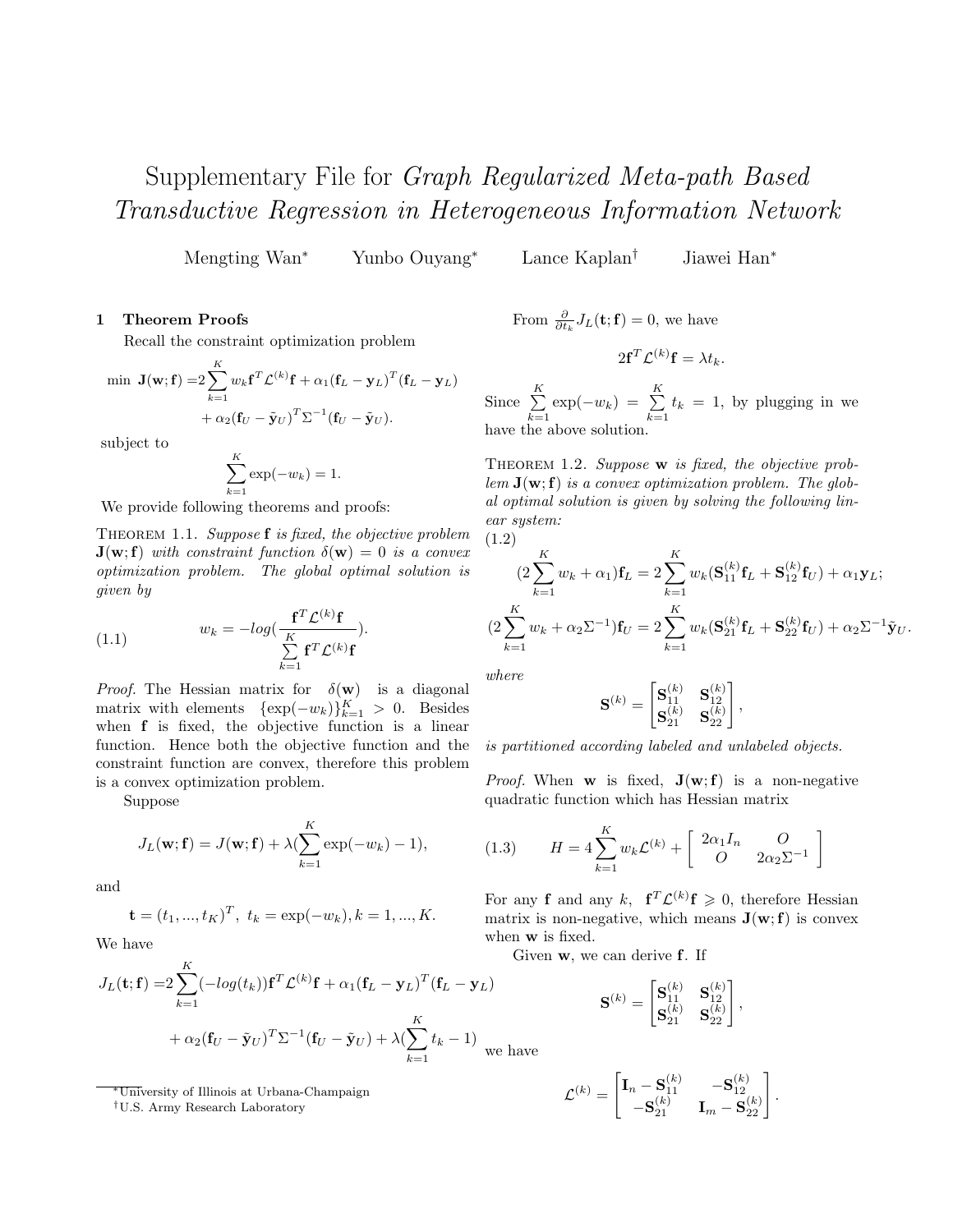# Supplementary File for *Graph Regularized Meta-path Based Transductive Regression in Heterogeneous Information Network*

Mengting Wan[*] Yunbo Ouyang[*] Lance Kaplan[†] Jiawei Han[*]

## 1 Theorem Proofs

Recall the constraint optimization problem

$$
\begin{aligned}
\min \ \mathbf{J}(\mathbf{w};\mathbf{f}) =& 2\sum_{k=1}^{K} w_k \mathbf{f}^T \mathcal{L}^{(k)} \mathbf{f} + \alpha_1 (\mathbf{f}_L - \mathbf{y}_L)^T (\mathbf{f}_L - \mathbf{y}_L) \\
&+ \alpha_2 (\mathbf{f}_U - \tilde{\mathbf{y}}_U)^T \Sigma^{-1} (\mathbf{f}_U - \tilde{\mathbf{y}}_U).
\end{aligned}
$$

subject to

$$
\sum_{k=1}^{K} \exp(-w_k) = 1.
$$

We provide following theorems and proofs:

THEOREM 1.1. *Suppose $\mathbf{f}$ is fixed, the objective problem $\mathbf{J}(\mathbf{w};\mathbf{f})$ with constraint function $\delta(\mathbf{w}) = 0$ is a convex optimization problem. The global optimal solution is given by*

$$
w_k = -log\left(\frac{\mathbf{f}^T \mathcal{L}^{(k)} \mathbf{f}}{\sum_{k=1}^{K} \mathbf{f}^T \mathcal{L}^{(k)} \mathbf{f}}\right). \tag{1.1}
$$

*Proof.* The Hessian matrix for $\delta(\mathbf{w})$ is a diagonal matrix with elements $\{\exp(-w_k)\}_{k=1}^{K} > 0$. Besides when $\mathbf{f}$ is fixed, the objective function is a linear function. Hence both the objective function and the constraint function are convex, therefore this problem is a convex optimization problem.

Suppose

$$
J_L(\mathbf{w};\mathbf{f}) = J(\mathbf{w};\mathbf{f}) + \lambda\left(\sum_{k=1}^{K} \exp(-w_k) - 1\right),
$$

and

$$
\mathbf{t} = (t_1, ..., t_K)^T, \ t_k = \exp(-w_k), k = 1, ..., K.
$$

We have

$$
\begin{aligned}
J_L(\mathbf{t};\mathbf{f}) =& 2\sum_{k=1}^{K} (-log(t_k)) \mathbf{f}^T \mathcal{L}^{(k)} \mathbf{f} + \alpha_1 (\mathbf{f}_L - \mathbf{y}_L)^T (\mathbf{f}_L - \mathbf{y}_L) \\
&+ \alpha_2 (\mathbf{f}_U - \tilde{\mathbf{y}}_U)^T \Sigma^{-1} (\mathbf{f}_U - \tilde{\mathbf{y}}_U) + \lambda\left(\sum_{k=1}^{K} t_k - 1\right)
\end{aligned}
$$

From $\frac{\partial}{\partial t_k} J_L(\mathbf{t};\mathbf{f}) = 0$, we have

$$
2\mathbf{f}^T \mathcal{L}^{(k)} \mathbf{f} = \lambda t_k.
$$

Since $\sum_{k=1}^{K} \exp(-w_k) = \sum_{k=1}^{K} t_k = 1$, by plugging in we have the above solution.

THEOREM 1.2. *Suppose $\mathbf{w}$ is fixed, the objective problem $\mathbf{J}(\mathbf{w};\mathbf{f})$ is a convex optimization problem. The global optimal solution is given by solving the following linear system:*

$$
\begin{aligned}
&\left(2\sum_{k=1}^{K} w_k + \alpha_1\right)\mathbf{f}_L = 2\sum_{k=1}^{K} w_k (\mathbf{S}_{11}^{(k)} \mathbf{f}_L + \mathbf{S}_{12}^{(k)} \mathbf{f}_U) + \alpha_1 \mathbf{y}_L; \\
&\left(2\sum_{k=1}^{K} w_k + \alpha_2 \Sigma^{-1}\right)\mathbf{f}_U = 2\sum_{k=1}^{K} w_k (\mathbf{S}_{21}^{(k)} \mathbf{f}_L + \mathbf{S}_{22}^{(k)} \mathbf{f}_U) + \alpha_2 \Sigma^{-1} \tilde{\mathbf{y}}_U.
\end{aligned} \tag{1.2}
$$

*where*

$$
\mathbf{S}^{(k)} = \begin{bmatrix} \mathbf{S}_{11}^{(k)} & \mathbf{S}_{12}^{(k)} \\ \mathbf{S}_{21}^{(k)} & \mathbf{S}_{22}^{(k)} \end{bmatrix},
$$

*is partitioned according labeled and unlabeled objects.*

*Proof.* When $\mathbf{w}$ is fixed, $\mathbf{J}(\mathbf{w};\mathbf{f})$ is a non-negative quadratic function which has Hessian matrix

$$
H = 4\sum_{k=1}^{K} w_k \mathcal{L}^{(k)} + \begin{bmatrix} 2\alpha_1 I_n & O \\ O & 2\alpha_2 \Sigma^{-1} \end{bmatrix} \tag{1.3}
$$

For any $\mathbf{f}$ and any $k$, $\mathbf{f}^T \mathcal{L}^{(k)} \mathbf{f} \geqslant 0$, therefore Hessian matrix is non-negative, which means $\mathbf{J}(\mathbf{w};\mathbf{f})$ is convex when $\mathbf{w}$ is fixed.

Given $\mathbf{w}$, we can derive $\mathbf{f}$. If

$$
\mathbf{S}^{(k)} = \begin{bmatrix} \mathbf{S}_{11}^{(k)} & \mathbf{S}_{12}^{(k)} \\ \mathbf{S}_{21}^{(k)} & \mathbf{S}_{22}^{(k)} \end{bmatrix},
$$

we have

$$
\mathcal{L}^{(k)} = \begin{bmatrix} \mathbf{I}_n - \mathbf{S}_{11}^{(k)} & -\mathbf{S}_{12}^{(k)} \\ -\mathbf{S}_{21}^{(k)} & \mathbf{I}_m - \mathbf{S}_{22}^{(k)} \end{bmatrix}.
$$

[*] University of Illinois at Urbana-Champaign

[†] U.S. Army Research Laboratory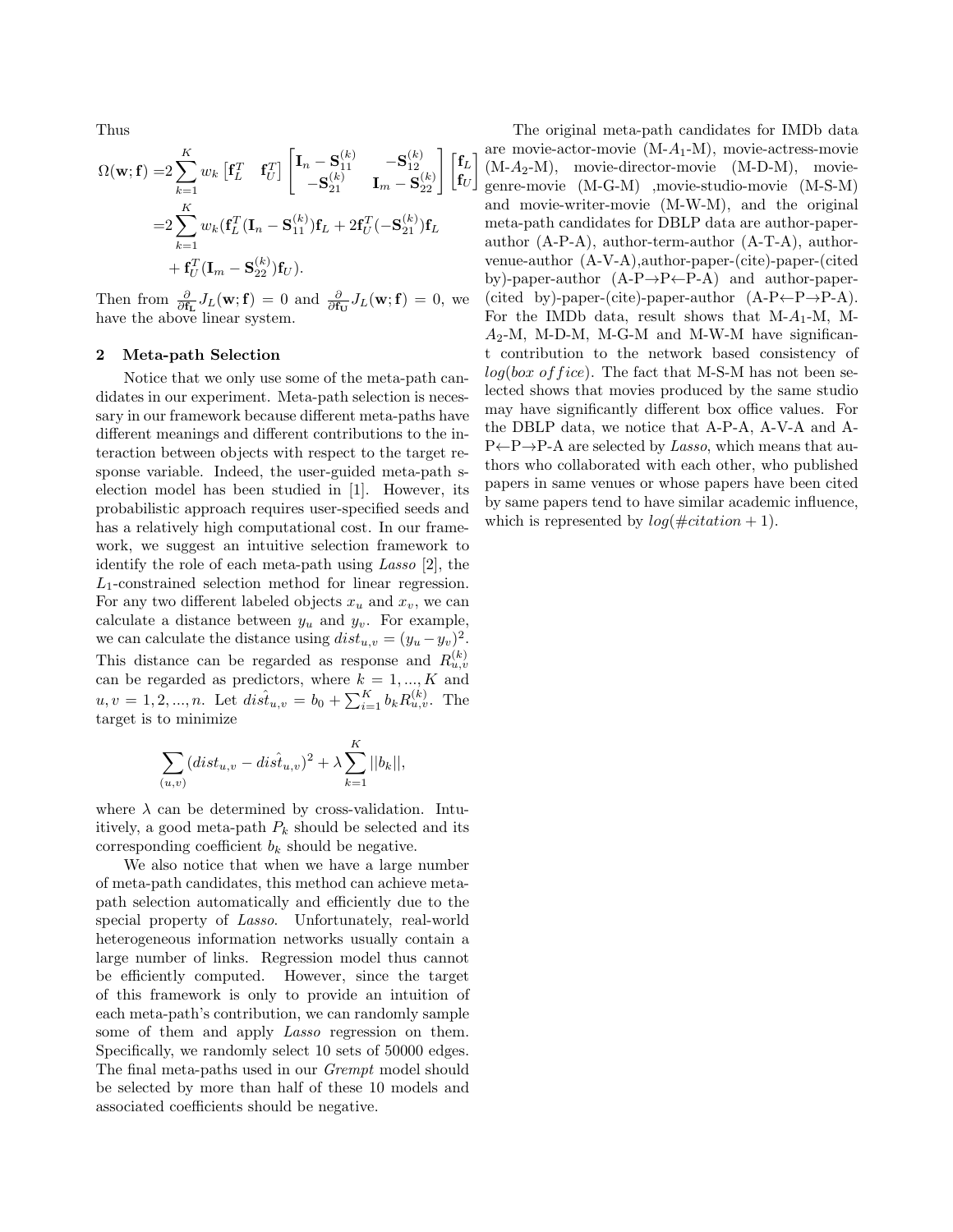Thus

$$
\begin{aligned}
\Omega(\mathbf{w};\mathbf{f}) =& 2\sum_{k=1}^{K} w_k \begin{bmatrix}\mathbf{f}_L^T & \mathbf{f}_U^T\end{bmatrix} \begin{bmatrix}\mathbf{I}_n - \mathbf{S}_{11}^{(k)} & -\mathbf{S}_{12}^{(k)} \\ -\mathbf{S}_{21}^{(k)} & \mathbf{I}_m - \mathbf{S}_{22}^{(k)}\end{bmatrix} \begin{bmatrix}\mathbf{f}_L \\ \mathbf{f}_U\end{bmatrix} \\
=& 2\sum_{k=1}^{K} w_k (\mathbf{f}_L^T(\mathbf{I}_n - \mathbf{S}_{11}^{(k)})\mathbf{f}_L + 2\mathbf{f}_U^T(-\mathbf{S}_{21}^{(k)})\mathbf{f}_L \\
&+ \mathbf{f}_U^T(\mathbf{I}_m - \mathbf{S}_{22}^{(k)})\mathbf{f}_U).
\end{aligned}
$$

Then from $\frac{\partial}{\partial \mathbf{f_L}} J_L(\mathbf{w};\mathbf{f}) = 0$ and $\frac{\partial}{\partial \mathbf{f_U}} J_L(\mathbf{w};\mathbf{f}) = 0$, we have the above linear system.

## 2 Meta-path Selection

Notice that we only use some of the meta-path candidates in our experiment. Meta-path selection is necessary in our framework because different meta-paths have different meanings and different contributions to the interaction between objects with respect to the target response variable. Indeed, the user-guided meta-path selection model has been studied in [1]. However, its probabilistic approach requires user-specified seeds and has a relatively high computational cost. In our framework, we suggest an intuitive selection framework to identify the role of each meta-path using *Lasso* [2], the $L_1$-constrained selection method for linear regression. For any two different labeled objects $x_u$ and $x_v$, we can calculate a distance between $y_u$ and $y_v$. For example, we can calculate the distance using $dist_{u,v} = (y_u - y_v)^2$. This distance can be regarded as response and $R_{u,v}^{(k)}$ can be regarded as predictors, where $k = 1, ..., K$ and $u, v = 1, 2, ..., n$. Let $\hat{dist}_{u,v} = b_0 + \sum_{i=1}^{K} b_k R_{u,v}^{(k)}$. The target is to minimize

$$
\sum_{(u,v)} (dist_{u,v} - \hat{dist}_{u,v})^2 + \lambda \sum_{k=1}^{K} ||b_k||,
$$

where $\lambda$ can be determined by cross-validation. Intuitively, a good meta-path $P_k$ should be selected and its corresponding coefficient $b_k$ should be negative.

We also notice that when we have a large number of meta-path candidates, this method can achieve meta-path selection automatically and efficiently due to the special property of *Lasso*. Unfortunately, real-world heterogeneous information networks usually contain a large number of links. Regression model thus cannot be efficiently computed. However, since the target of this framework is only to provide an intuition of each meta-path's contribution, we can randomly sample some of them and apply *Lasso* regression on them. Specifically, we randomly select 10 sets of 50000 edges. The final meta-paths used in our *Grempt* model should be selected by more than half of these 10 models and associated coefficients should be negative.

The original meta-path candidates for IMDb data are movie-actor-movie (M-$A_1$-M), movie-actress-movie (M-$A_2$-M), movie-director-movie (M-D-M), movie-genre-movie (M-G-M) ,movie-studio-movie (M-S-M) and movie-writer-movie (M-W-M), and the original meta-path candidates for DBLP data are author-paper-author (A-P-A), author-term-author (A-T-A), author-venue-author (A-V-A),author-paper-(cite)-paper-(cited by)-paper-author (A-P→P←P-A) and author-paper-(cited by)-paper-(cite)-paper-author (A-P←P→P-A). For the IMDb data, result shows that M-$A_1$-M, M-$A_2$-M, M-D-M, M-G-M and M-W-M have significant contribution to the network based consistency of $log(box\ office)$. The fact that M-S-M has not been selected shows that movies produced by the same studio may have significantly different box office values. For the DBLP data, we notice that A-P-A, A-V-A and A-P←P→P-A are selected by *Lasso*, which means that authors who collaborated with each other, who published papers in same venues or whose papers have been cited by same papers tend to have similar academic influence, which is represented by $log(\#citation + 1)$.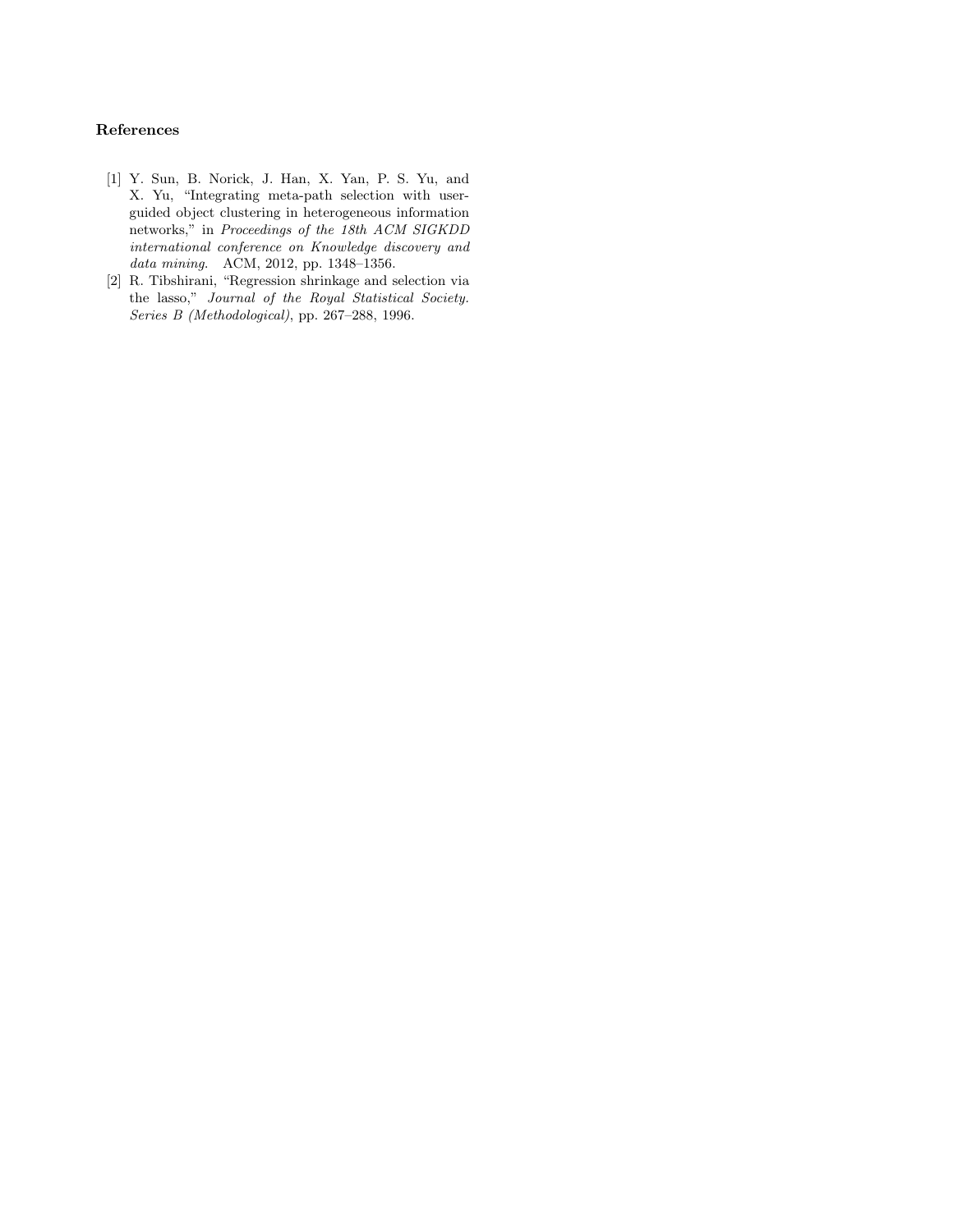## References

[1] Y. Sun, B. Norick, J. Han, X. Yan, P. S. Yu, and X. Yu, "Integrating meta-path selection with user-guided object clustering in heterogeneous information networks," in *Proceedings of the 18th ACM SIGKDD international conference on Knowledge discovery and data mining*. ACM, 2012, pp. 1348–1356.

[2] R. Tibshirani, "Regression shrinkage and selection via the lasso," *Journal of the Royal Statistical Society. Series B (Methodological)*, pp. 267–288, 1996.